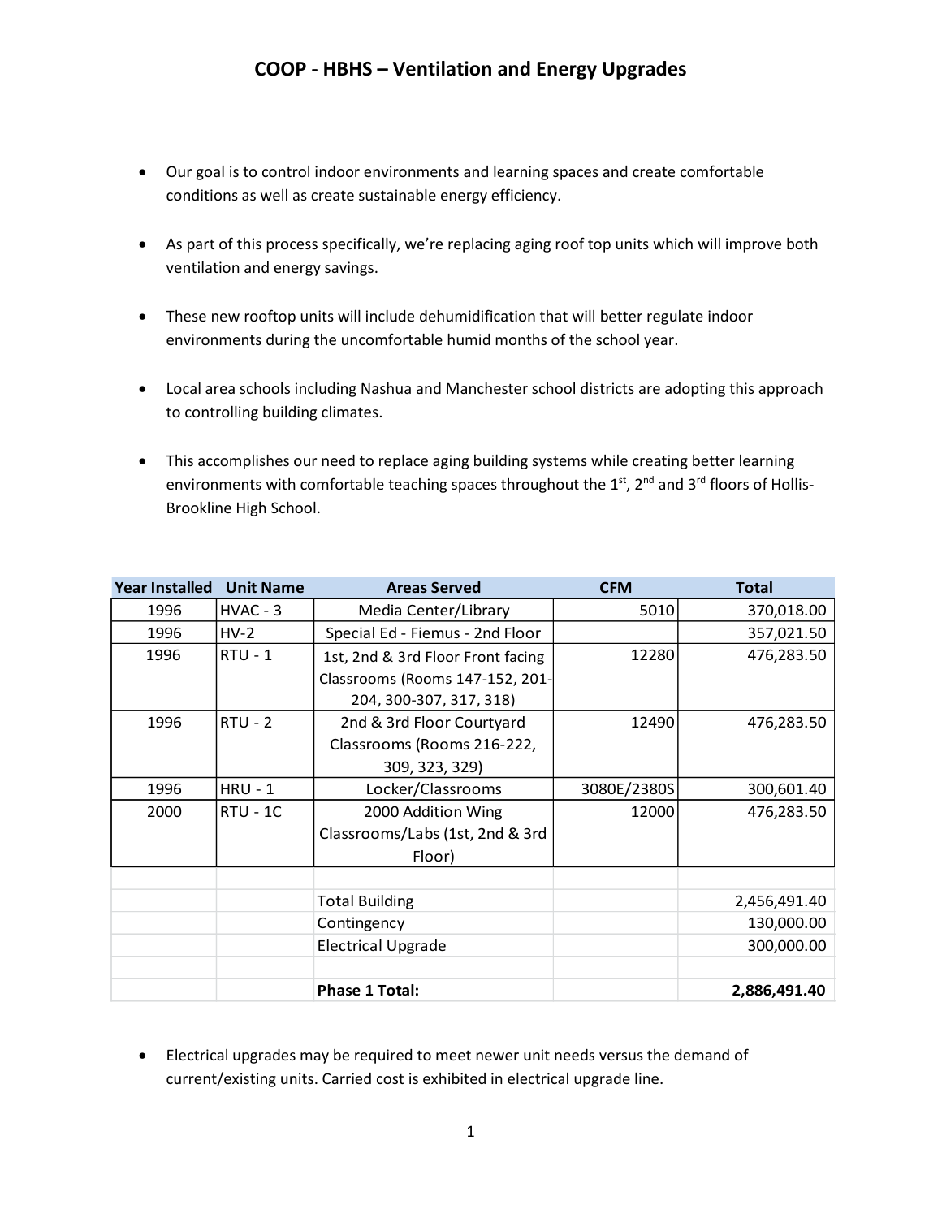# COOP - HBHS – Ventilation and Energy Upgrades

- Our goal is to control indoor environments and learning spaces and create comfortable conditions as well as create sustainable energy efficiency.
- As part of this process specifically, we're replacing aging roof top units which will improve both ventilation and energy savings.
- These new rooftop units will include dehumidification that will better regulate indoor environments during the uncomfortable humid months of the school year.
- Local area schools including Nashua and Manchester school districts are adopting this approach to controlling building climates.
- This accomplishes our need to replace aging building systems while creating better learning environments with comfortable teaching spaces throughout the 1st, 2nd and 3rd floors of Hollis-Brookline High School.

| Year Installed | Unit Name | Areas Served | CFM | Total |
|---|---|---|---|---|
| 1996 | HVAC - 3 | Media Center/Library | 5010 | 370,018.00 |
| 1996 | HV-2 | Special Ed - Fiemus - 2nd Floor | | 357,021.50 |
| 1996 | RTU - 1 | 1st, 2nd & 3rd Floor Front facing Classrooms (Rooms 147-152, 201-204, 300-307, 317, 318) | 12280 | 476,283.50 |
| 1996 | RTU - 2 | 2nd & 3rd Floor Courtyard Classrooms (Rooms 216-222, 309, 323, 329) | 12490 | 476,283.50 |
| 1996 | HRU - 1 | Locker/Classrooms | 3080E/2380S | 300,601.40 |
| 2000 | RTU - 1C | 2000 Addition Wing Classrooms/Labs (1st, 2nd & 3rd Floor) | 12000 | 476,283.50 |
| | | | | |
| | | Total Building | | 2,456,491.40 |
| | | Contingency | | 130,000.00 |
| | | Electrical Upgrade | | 300,000.00 |
| | | | | |
| | | **Phase 1 Total:** | | **2,886,491.40** |

- Electrical upgrades may be required to meet newer unit needs versus the demand of current/existing units. Carried cost is exhibited in electrical upgrade line.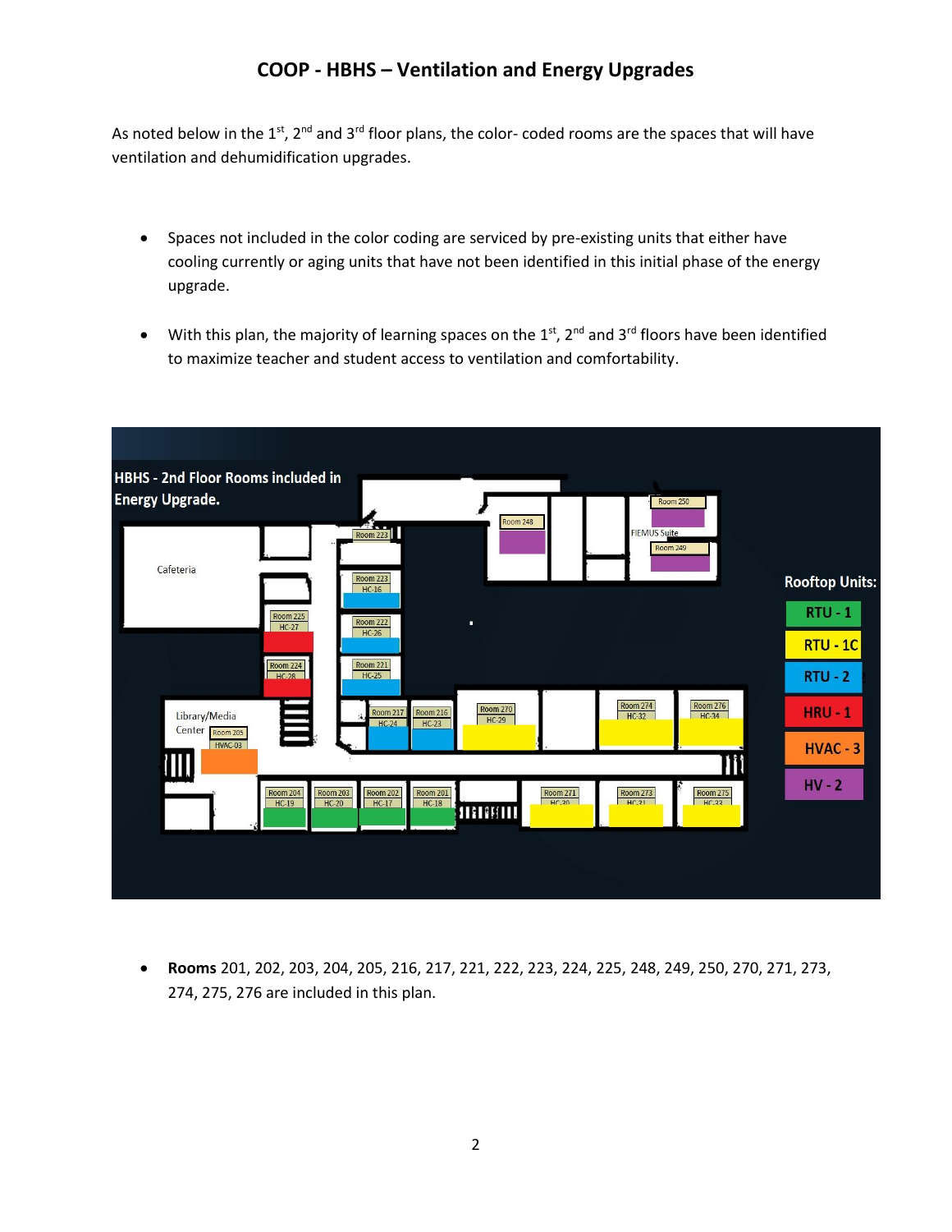## COOP - HBHS – Ventilation and Energy Upgrades

As noted below in the 1st, 2nd and 3rd floor plans, the color- coded rooms are the spaces that will have ventilation and dehumidification upgrades.

- Spaces not included in the color coding are serviced by pre-existing units that either have cooling currently or aging units that have not been identified in this initial phase of the energy upgrade.
- With this plan, the majority of learning spaces on the 1st, 2nd and 3rd floors have been identified to maximize teacher and student access to ventilation and comfortability.

- **Rooms** 201, 202, 203, 204, 205, 216, 217, 221, 222, 223, 224, 225, 248, 249, 250, 270, 271, 273, 274, 275, 276 are included in this plan.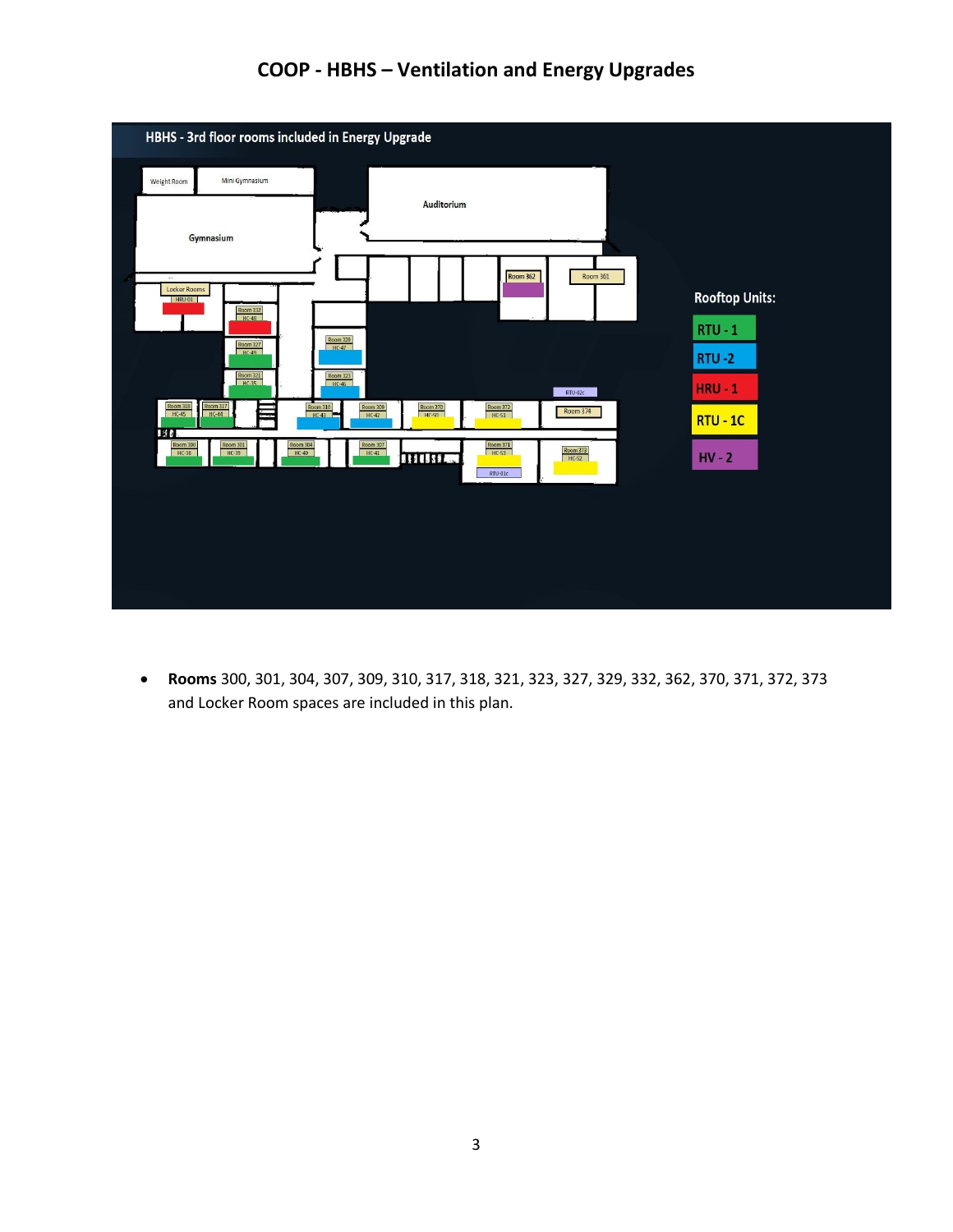# COOP - HBHS – Ventilation and Energy Upgrades

HBHS - 3rd floor rooms included in Energy Upgrade

Rooftop Units:

- RTU - 1
- RTU -2
- HRU - 1
- RTU - 1C
- HV - 2

- **Rooms** 300, 301, 304, 307, 309, 310, 317, 318, 321, 323, 327, 329, 332, 362, 370, 371, 372, 373 and Locker Room spaces are included in this plan.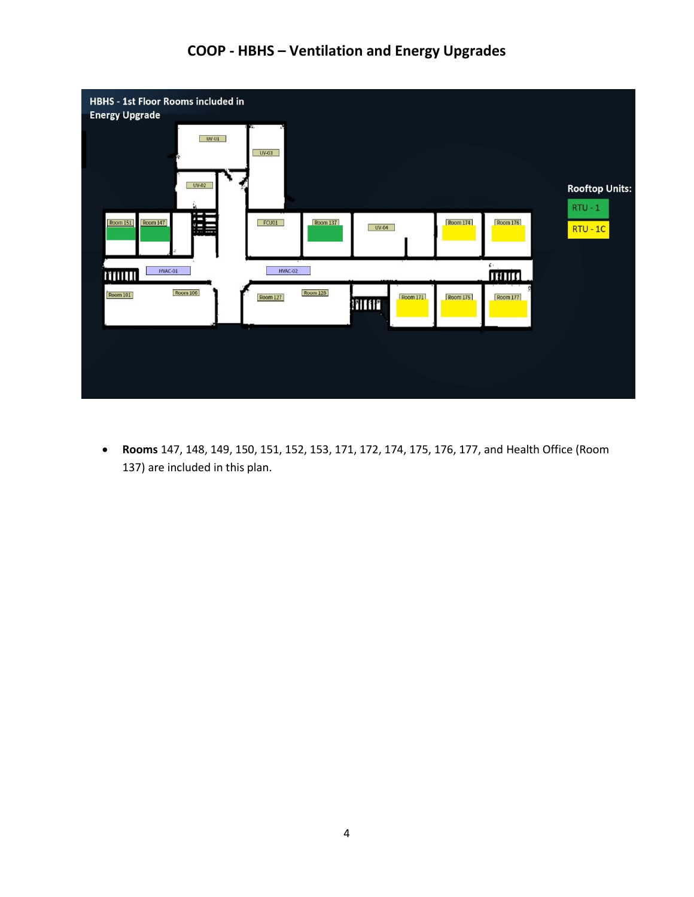# COOP - HBHS – Ventilation and Energy Upgrades

HBHS - 1st Floor Rooms included in Energy Upgrade

UV-01
UV-03
UV-02
Room 151
Room 147
FCU01
Room 137
UV-04
Room 174
Room 176
HVAC-01
HVAC-02
Room 101
Room 106
Room 127
Room 128
Room 171
Room 175
Room 177

Rooftop Units:
RTU - 1
RTU - 1C

- **Rooms** 147, 148, 149, 150, 151, 152, 153, 171, 172, 174, 175, 176, 177, and Health Office (Room 137) are included in this plan.